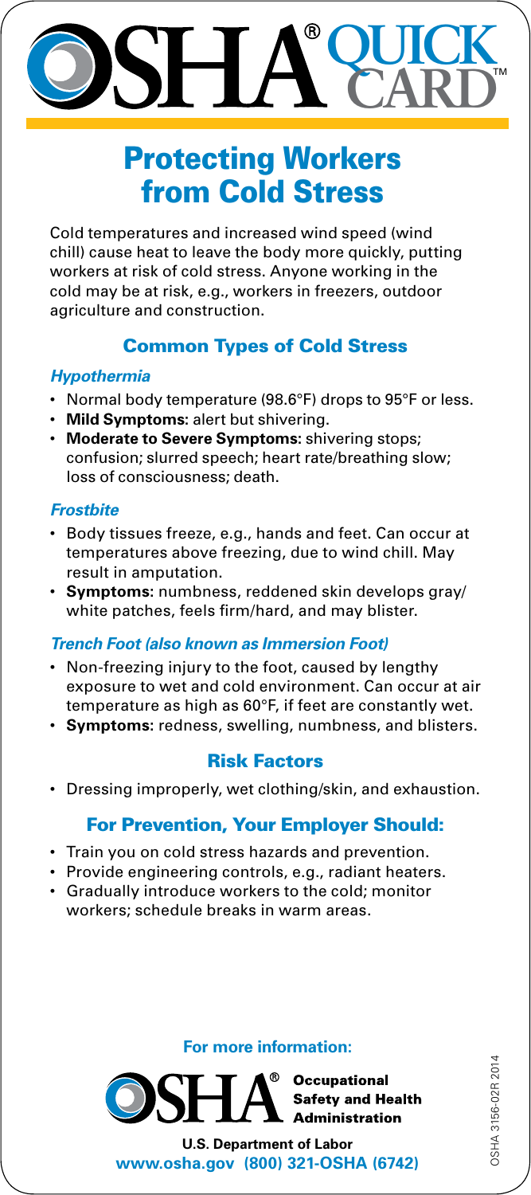# OSHA® QUICK CARD™

## Protecting Workers from Cold Stress

Cold temperatures and increased wind speed (wind chill) cause heat to leave the body more quickly, putting workers at risk of cold stress. Anyone working in the cold may be at risk, e.g., workers in freezers, outdoor agriculture and construction.

### Common Types of Cold Stress

#### *Hypothermia*

- Normal body temperature (98.6°F) drops to 95°F or less.
- **Mild Symptoms:** alert but shivering.
- **Moderate to Severe Symptoms:** shivering stops; confusion; slurred speech; heart rate/breathing slow; loss of consciousness; death.

#### *Frostbite*

- Body tissues freeze, e.g., hands and feet. Can occur at temperatures above freezing, due to wind chill. May result in amputation.
- **Symptoms:** numbness, reddened skin develops gray/white patches, feels firm/hard, and may blister.

#### *Trench Foot (also known as Immersion Foot)*

- Non-freezing injury to the foot, caused by lengthy exposure to wet and cold environment. Can occur at air temperature as high as 60°F, if feet are constantly wet.
- **Symptoms:** redness, swelling, numbness, and blisters.

### Risk Factors

- Dressing improperly, wet clothing/skin, and exhaustion.

### For Prevention, Your Employer Should:

- Train you on cold stress hazards and prevention.
- Provide engineering controls, e.g., radiant heaters.
- Gradually introduce workers to the cold; monitor workers; schedule breaks in warm areas.

**For more information:**

**OSHA® Occupational Safety and Health Administration**

**U.S. Department of Labor**

**www.osha.gov (800) 321-OSHA (6742)**

OSHA 3156-02R 2014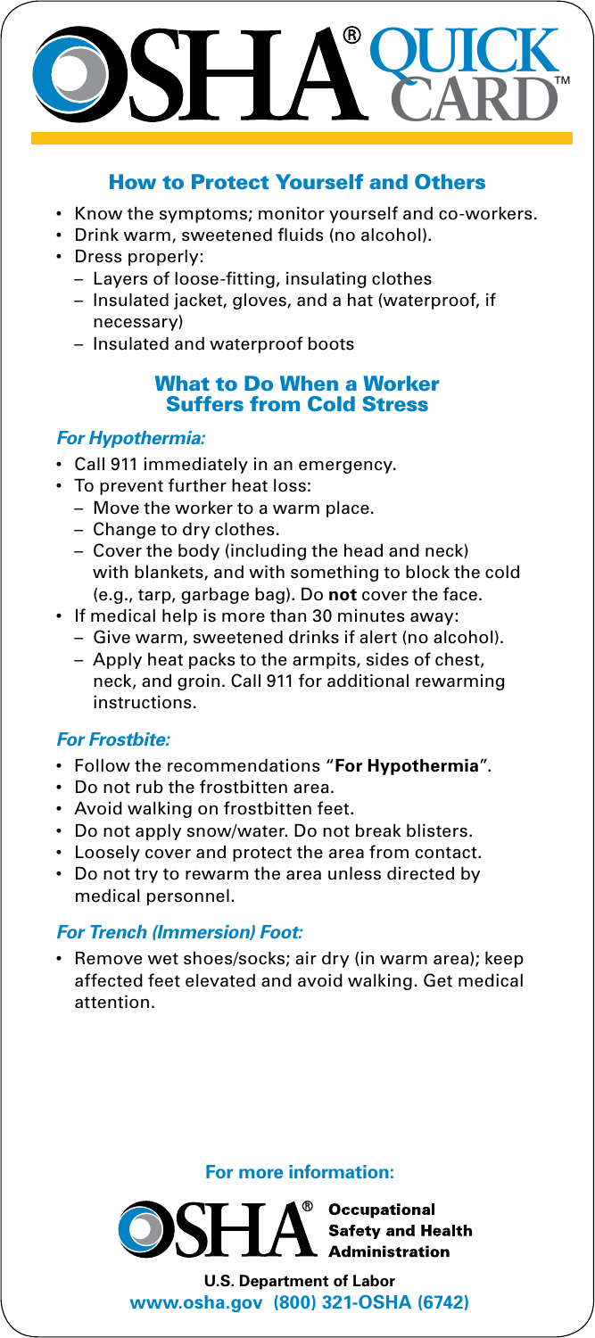# OSHA® QUICK CARD™

## How to Protect Yourself and Others

- Know the symptoms; monitor yourself and co-workers.
- Drink warm, sweetened fluids (no alcohol).
- Dress properly:
  - Layers of loose-fitting, insulating clothes
  - Insulated jacket, gloves, and a hat (waterproof, if necessary)
  - Insulated and waterproof boots

## What to Do When a Worker Suffers from Cold Stress

### *For Hypothermia:*

- Call 911 immediately in an emergency.
- To prevent further heat loss:
  - Move the worker to a warm place.
  - Change to dry clothes.
  - Cover the body (including the head and neck) with blankets, and with something to block the cold (e.g., tarp, garbage bag). Do **not** cover the face.
- If medical help is more than 30 minutes away:
  - Give warm, sweetened drinks if alert (no alcohol).
  - Apply heat packs to the armpits, sides of chest, neck, and groin. Call 911 for additional rewarming instructions.

### *For Frostbite:*

- Follow the recommendations "**For Hypothermia**".
- Do not rub the frostbitten area.
- Avoid walking on frostbitten feet.
- Do not apply snow/water. Do not break blisters.
- Loosely cover and protect the area from contact.
- Do not try to rewarm the area unless directed by medical personnel.

### *For Trench (Immersion) Foot:*

- Remove wet shoes/socks; air dry (in warm area); keep affected feet elevated and avoid walking. Get medical attention.

**For more information:**

OSHA® Occupational Safety and Health Administration

**U.S. Department of Labor**

**www.osha.gov (800) 321-OSHA (6742)**